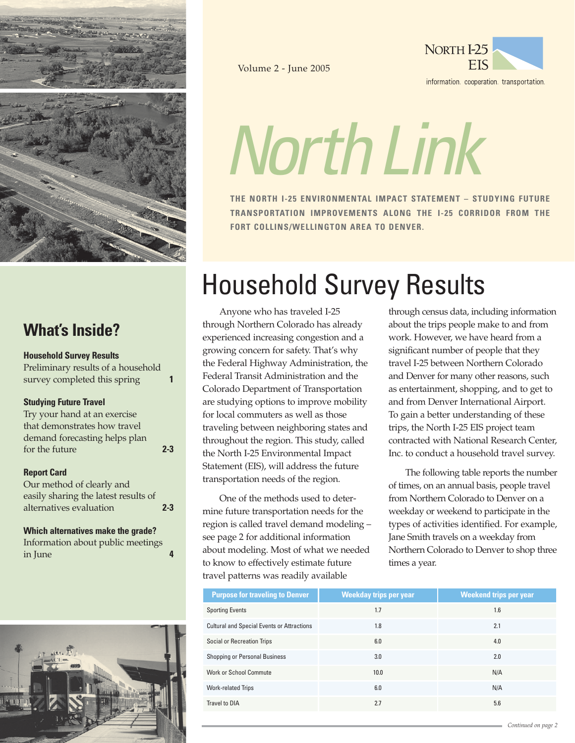Volume 2 - June 2005

NORTH I-25 EIS

information. cooperation. transportation.

# North Link

**THE NORTH I-25 ENVIRONMENTAL IMPACT STATEMENT – STUDYING FUTURE TRANSPORTATION IMPROVEMENTS ALONG THE I-25 CORRIDOR FROM THE FORT COLLINS/WELLINGTON AREA TO DENVER.**

## What's Inside?

**Household Survey Results**
Preliminary results of a household survey completed this spring **1**

**Studying Future Travel**
Try your hand at an exercise that demonstrates how travel demand forecasting helps plan for the future **2-3**

**Report Card**
Our method of clearly and easily sharing the latest results of alternatives evaluation **2-3**

**Which alternatives make the grade?**
Information about public meetings in June **4**

## Household Survey Results

Anyone who has traveled I-25 through Northern Colorado has already experienced increasing congestion and a growing concern for safety. That's why the Federal Highway Administration, the Federal Transit Administration and the Colorado Department of Transportation are studying options to improve mobility for local commuters as well as those traveling between neighboring states and throughout the region. This study, called the North I-25 Environmental Impact Statement (EIS), will address the future transportation needs of the region.

One of the methods used to determine future transportation needs for the region is called travel demand modeling – see page 2 for additional information about modeling. Most of what we needed to know to effectively estimate future travel patterns was readily available through census data, including information about the trips people make to and from work. However, we have heard from a significant number of people that they travel I-25 between Northern Colorado and Denver for many other reasons, such as entertainment, shopping, and to get to and from Denver International Airport. To gain a better understanding of these trips, the North I-25 EIS project team contracted with National Research Center, Inc. to conduct a household travel survey.

The following table reports the number of times, on an annual basis, people travel from Northern Colorado to Denver on a weekday or weekend to participate in the types of activities identified. For example, Jane Smith travels on a weekday from Northern Colorado to Denver to shop three times a year.

| Purpose for traveling to Denver | Weekday trips per year | Weekend trips per year |
|---|---|---|
| Sporting Events | 1.7 | 1.6 |
| Cultural and Special Events or Attractions | 1.8 | 2.1 |
| Social or Recreation Trips | 6.0 | 4.0 |
| Shopping or Personal Business | 3.0 | 2.0 |
| Work or School Commute | 10.0 | N/A |
| Work-related Trips | 6.0 | N/A |
| Travel to DIA | 2.7 | 5.6 |

*Continued on page 2*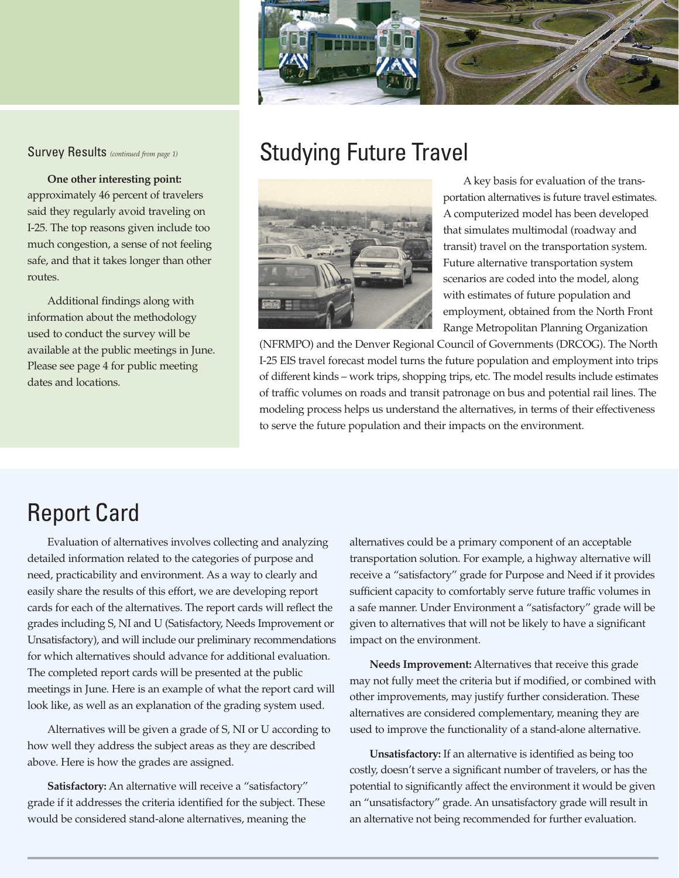### Survey Results *(continued from page 1)*

**One other interesting point:** approximately 46 percent of travelers said they regularly avoid traveling on I-25. The top reasons given include too much congestion, a sense of not feeling safe, and that it takes longer than other routes.

Additional findings along with information about the methodology used to conduct the survey will be available at the public meetings in June. Please see page 4 for public meeting dates and locations.

## Studying Future Travel

A key basis for evaluation of the transportation alternatives is future travel estimates. A computerized model has been developed that simulates multimodal (roadway and transit) travel on the transportation system. Future alternative transportation system scenarios are coded into the model, along with estimates of future population and employment, obtained from the North Front Range Metropolitan Planning Organization (NFRMPO) and the Denver Regional Council of Governments (DRCOG). The North I-25 EIS travel forecast model turns the future population and employment into trips of different kinds – work trips, shopping trips, etc. The model results include estimates of traffic volumes on roads and transit patronage on bus and potential rail lines. The modeling process helps us understand the alternatives, in terms of their effectiveness to serve the future population and their impacts on the environment.

## Report Card

Evaluation of alternatives involves collecting and analyzing detailed information related to the categories of purpose and need, practicability and environment. As a way to clearly and easily share the results of this effort, we are developing report cards for each of the alternatives. The report cards will reflect the grades including S, NI and U (Satisfactory, Needs Improvement or Unsatisfactory), and will include our preliminary recommendations for which alternatives should advance for additional evaluation. The completed report cards will be presented at the public meetings in June. Here is an example of what the report card will look like, as well as an explanation of the grading system used.

Alternatives will be given a grade of S, NI or U according to how well they address the subject areas as they are described above. Here is how the grades are assigned.

**Satisfactory:** An alternative will receive a "satisfactory" grade if it addresses the criteria identified for the subject. These would be considered stand-alone alternatives, meaning the alternatives could be a primary component of an acceptable transportation solution. For example, a highway alternative will receive a "satisfactory" grade for Purpose and Need if it provides sufficient capacity to comfortably serve future traffic volumes in a safe manner. Under Environment a "satisfactory" grade will be given to alternatives that will not be likely to have a significant impact on the environment.

**Needs Improvement:** Alternatives that receive this grade may not fully meet the criteria but if modified, or combined with other improvements, may justify further consideration. These alternatives are considered complementary, meaning they are used to improve the functionality of a stand-alone alternative.

**Unsatisfactory:** If an alternative is identified as being too costly, doesn't serve a significant number of travelers, or has the potential to significantly affect the environment it would be given an "unsatisfactory" grade. An unsatisfactory grade will result in an alternative not being recommended for further evaluation.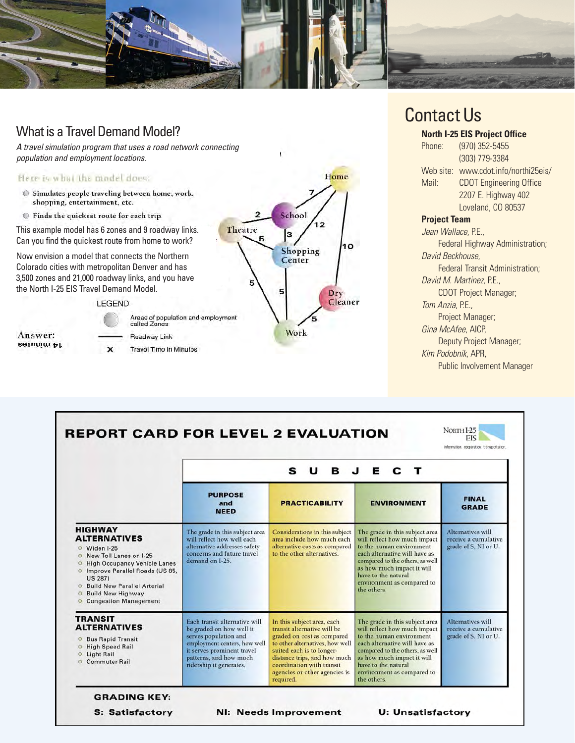## What is a Travel Demand Model?

*A travel simulation program that uses a road network connecting population and employment locations.*

Here is what the model does:

- Simulates people traveling between home, work, shopping, entertainment, etc.
- Finds the quickest route for each trip

This example model has 6 zones and 9 roadway links. Can you find the quickest route from home to work?

Now envision a model that connects the Northern Colorado cities with metropolitan Denver and has 3,500 zones and 21,000 roadway links, and you have the North I-25 EIS Travel Demand Model.

LEGEND

- Areas of population and employment called Zones
- Roadway Link
- X Travel Time in Minutes

Answer: 14 minutes

## Contact Us

**North I-25 EIS Project Office**

Phone: (970) 352-5455
(303) 779-3384

Web site: www.cdot.info/northi25eis/

Mail: CDOT Engineering Office
2207 E. Highway 402
Loveland, CO 80537

**Project Team**

*Jean Wallace*, P.E.,
Federal Highway Administration;

*David Beckhouse*,
Federal Transit Administration;

*David M. Martinez*, P.E.,
CDOT Project Manager;

*Tom Anzia*, P.E.,
Project Manager;

*Gina McAfee*, AICP,
Deputy Project Manager;

*Kim Podobnik*, APR,
Public Involvement Manager

## REPORT CARD FOR LEVEL 2 EVALUATION

North I-25 EIS — information. cooperation. transportation.

| | SUBJECT | | | |
|---|---|---|---|---|
| | **PURPOSE and NEED** | **PRACTICABILITY** | **ENVIRONMENT** | **FINAL GRADE** |
| **HIGHWAY ALTERNATIVES**<br>○ Widen I-25<br>○ New Toll Lanes on I-25<br>○ High Occupancy Vehicle Lanes<br>○ Improve Parallel Roads (US 85, US 287)<br>○ Build New Parallel Arterial<br>○ Build New Highway<br>○ Congestion Management | The grade in this subject area will reflect how well each alternative addresses safety concerns and future travel demand on I-25. | Considerations in this subject area include how much each alternative costs as compared to the other alternatives. | The grade in this subject area will reflect how much impact to the human environment each alternative will have as compared to the others, as well as how much impact it will have to the natural environment as compared to the others. | Alternatives will receive a cumulative grade of S, NI or U. |
| **TRANSIT ALTERNATIVES**<br>○ Bus Rapid Transit<br>○ High Speed Rail<br>○ Light Rail<br>○ Commuter Rail | Each transit alternative will be graded on how well it serves population and employment centers, how well it serves prominent travel patterns, and how much ridership it generates. | In this subject area, each transit alternative will be graded on cost as compared to other alternatives, how well suited each is to longer-distance trips, and how much coordination with transit agencies or other agencies is required. | The grade in this subject area will reflect how much impact to the human environment each alternative will have as compared to the others, as well as how much impact it will have to the natural environment as compared to the others. | Alternatives will receive a cumulative grade of S, NI or U. |

**GRADING KEY:**

**S: Satisfactory** **NI: Needs Improvement** **U: Unsatisfactory**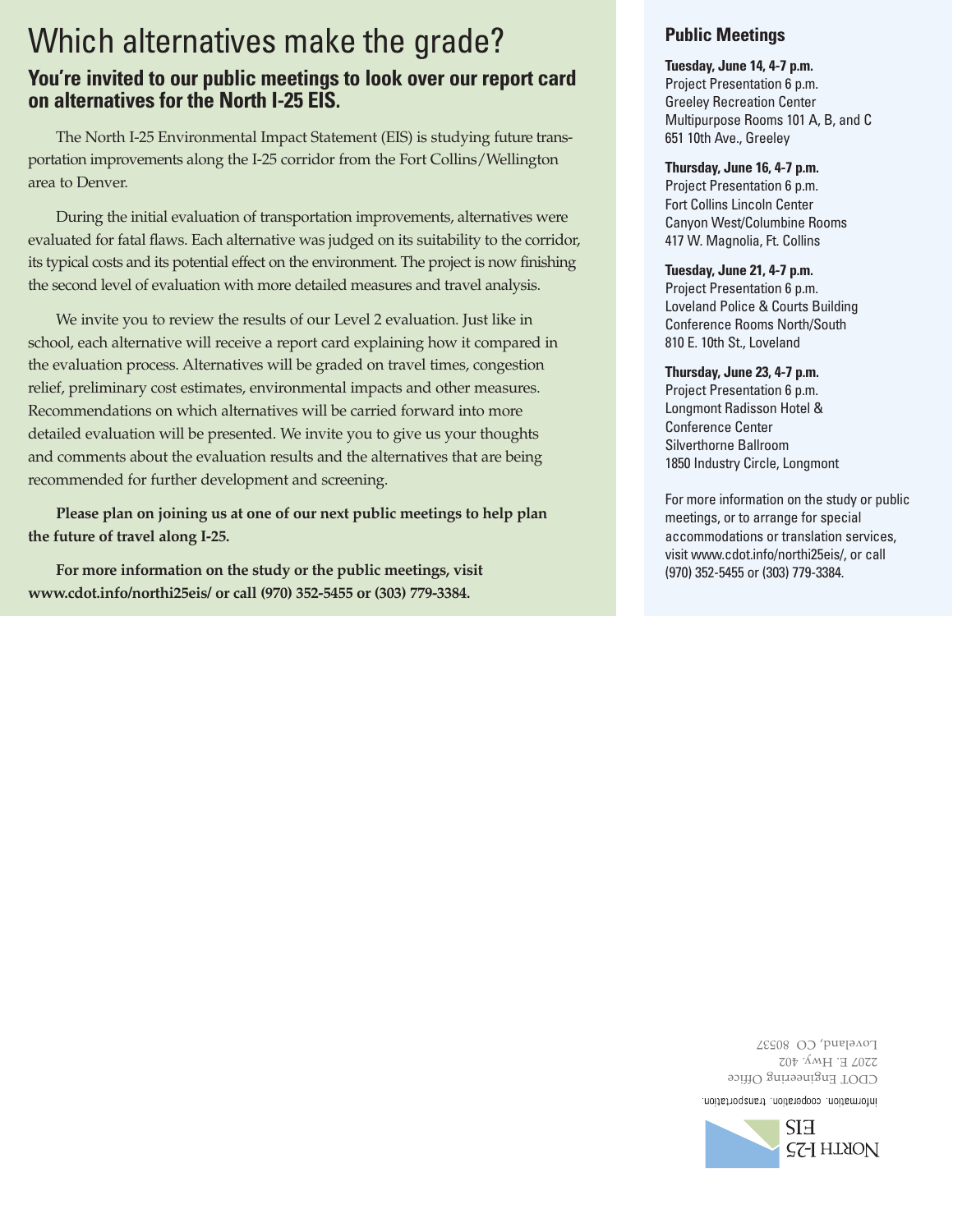# Which alternatives make the grade?

## You're invited to our public meetings to look over our report card on alternatives for the North I-25 EIS.

The North I-25 Environmental Impact Statement (EIS) is studying future transportation improvements along the I-25 corridor from the Fort Collins/Wellington area to Denver.

During the initial evaluation of transportation improvements, alternatives were evaluated for fatal flaws. Each alternative was judged on its suitability to the corridor, its typical costs and its potential effect on the environment. The project is now finishing the second level of evaluation with more detailed measures and travel analysis.

We invite you to review the results of our Level 2 evaluation. Just like in school, each alternative will receive a report card explaining how it compared in the evaluation process. Alternatives will be graded on travel times, congestion relief, preliminary cost estimates, environmental impacts and other measures. Recommendations on which alternatives will be carried forward into more detailed evaluation will be presented. We invite you to give us your thoughts and comments about the evaluation results and the alternatives that are being recommended for further development and screening.

**Please plan on joining us at one of our next public meetings to help plan the future of travel along I-25.**

**For more information on the study or the public meetings, visit www.cdot.info/northi25eis/ or call (970) 352-5455 or (303) 779-3384.**

## Public Meetings

**Tuesday, June 14, 4-7 p.m.**
Project Presentation 6 p.m.
Greeley Recreation Center
Multipurpose Rooms 101 A, B, and C
651 10th Ave., Greeley

**Thursday, June 16, 4-7 p.m.**
Project Presentation 6 p.m.
Fort Collins Lincoln Center
Canyon West/Columbine Rooms
417 W. Magnolia, Ft. Collins

**Tuesday, June 21, 4-7 p.m.**
Project Presentation 6 p.m.
Loveland Police & Courts Building
Conference Rooms North/South
810 E. 10th St., Loveland

**Thursday, June 23, 4-7 p.m.**
Project Presentation 6 p.m.
Longmont Radisson Hotel &
Conference Center
Silverthorne Ballroom
1850 Industry Circle, Longmont

For more information on the study or public meetings, or to arrange for special accommodations or translation services, visit www.cdot.info/northi25eis/, or call (970) 352-5455 or (303) 779-3384.

NORTH I-25 EIS

information. cooperation. transportation.

CDOT Engineering Office
2207 E. Hwy. 402
Loveland, CO 80537